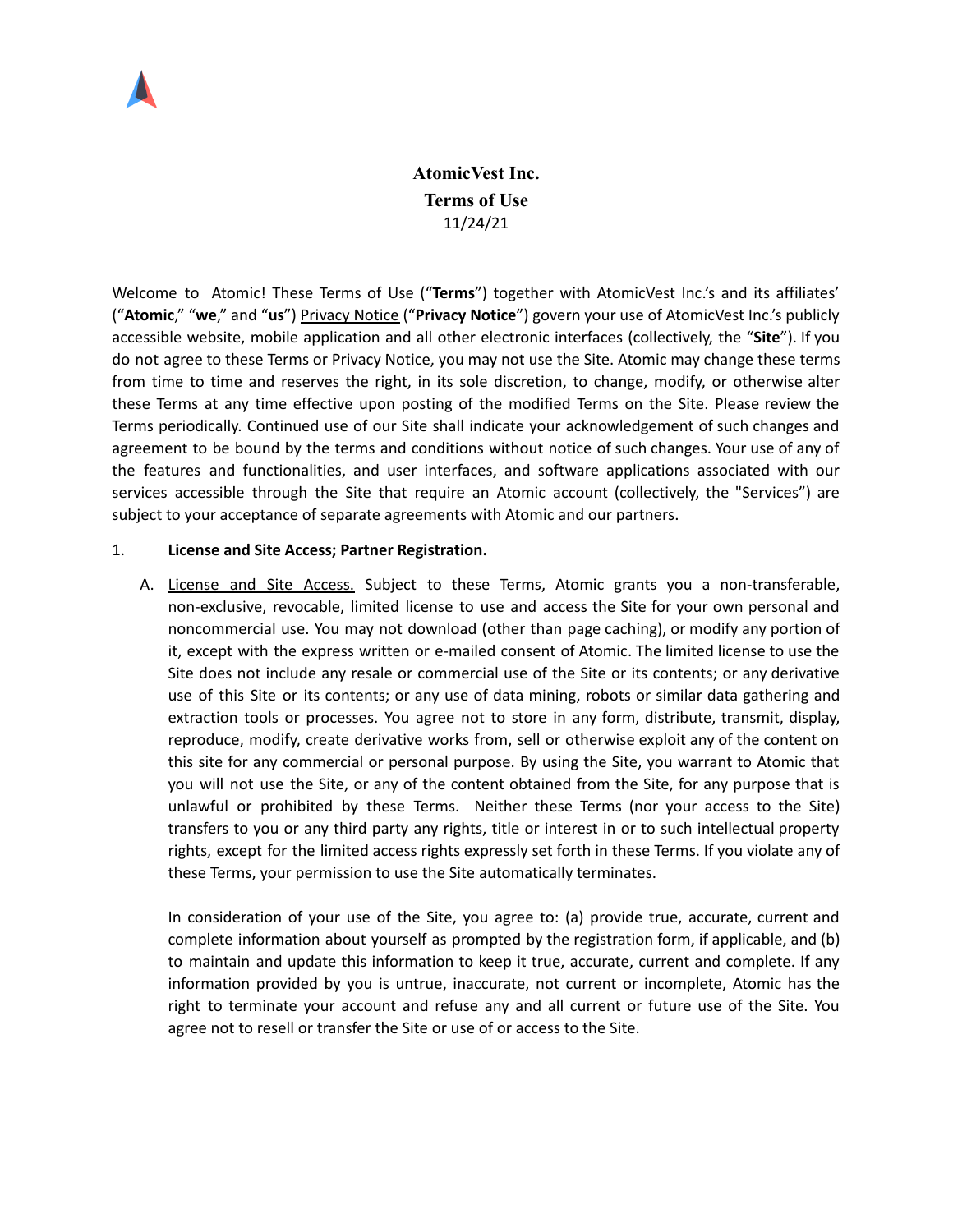# AtomicVest Inc.
## Terms of Use
11/24/21

Welcome to Atomic! These Terms of Use ("**Terms**") together with AtomicVest Inc.'s and its affiliates' ("**Atomic**," "**we**," and "**us**") Privacy Notice ("**Privacy Notice**") govern your use of AtomicVest Inc.'s publicly accessible website, mobile application and all other electronic interfaces (collectively, the "**Site**"). If you do not agree to these Terms or Privacy Notice, you may not use the Site. Atomic may change these terms from time to time and reserves the right, in its sole discretion, to change, modify, or otherwise alter these Terms at any time effective upon posting of the modified Terms on the Site. Please review the Terms periodically. Continued use of our Site shall indicate your acknowledgement of such changes and agreement to be bound by the terms and conditions without notice of such changes. Your use of any of the features and functionalities, and user interfaces, and software applications associated with our services accessible through the Site that require an Atomic account (collectively, the "Services") are subject to your acceptance of separate agreements with Atomic and our partners.

1. **License and Site Access; Partner Registration.**

A. License and Site Access. Subject to these Terms, Atomic grants you a non-transferable, non-exclusive, revocable, limited license to use and access the Site for your own personal and noncommercial use. You may not download (other than page caching), or modify any portion of it, except with the express written or e-mailed consent of Atomic. The limited license to use the Site does not include any resale or commercial use of the Site or its contents; or any derivative use of this Site or its contents; or any use of data mining, robots or similar data gathering and extraction tools or processes. You agree not to store in any form, distribute, transmit, display, reproduce, modify, create derivative works from, sell or otherwise exploit any of the content on this site for any commercial or personal purpose. By using the Site, you warrant to Atomic that you will not use the Site, or any of the content obtained from the Site, for any purpose that is unlawful or prohibited by these Terms. Neither these Terms (nor your access to the Site) transfers to you or any third party any rights, title or interest in or to such intellectual property rights, except for the limited access rights expressly set forth in these Terms. If you violate any of these Terms, your permission to use the Site automatically terminates.

In consideration of your use of the Site, you agree to: (a) provide true, accurate, current and complete information about yourself as prompted by the registration form, if applicable, and (b) to maintain and update this information to keep it true, accurate, current and complete. If any information provided by you is untrue, inaccurate, not current or incomplete, Atomic has the right to terminate your account and refuse any and all current or future use of the Site. You agree not to resell or transfer the Site or use of or access to the Site.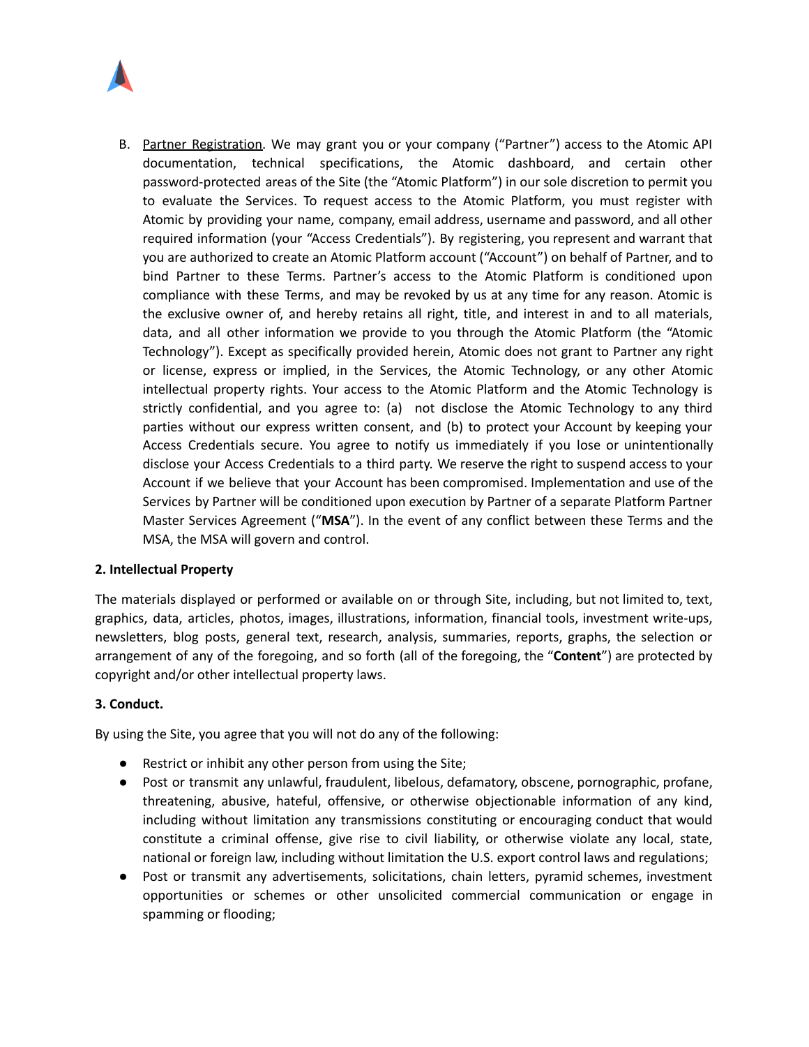B. Partner Registration. We may grant you or your company ("Partner") access to the Atomic API documentation, technical specifications, the Atomic dashboard, and certain other password-protected areas of the Site (the "Atomic Platform") in our sole discretion to permit you to evaluate the Services. To request access to the Atomic Platform, you must register with Atomic by providing your name, company, email address, username and password, and all other required information (your "Access Credentials"). By registering, you represent and warrant that you are authorized to create an Atomic Platform account ("Account") on behalf of Partner, and to bind Partner to these Terms. Partner's access to the Atomic Platform is conditioned upon compliance with these Terms, and may be revoked by us at any time for any reason. Atomic is the exclusive owner of, and hereby retains all right, title, and interest in and to all materials, data, and all other information we provide to you through the Atomic Platform (the "Atomic Technology"). Except as specifically provided herein, Atomic does not grant to Partner any right or license, express or implied, in the Services, the Atomic Technology, or any other Atomic intellectual property rights. Your access to the Atomic Platform and the Atomic Technology is strictly confidential, and you agree to: (a) not disclose the Atomic Technology to any third parties without our express written consent, and (b) to protect your Account by keeping your Access Credentials secure. You agree to notify us immediately if you lose or unintentionally disclose your Access Credentials to a third party. We reserve the right to suspend access to your Account if we believe that your Account has been compromised. Implementation and use of the Services by Partner will be conditioned upon execution by Partner of a separate Platform Partner Master Services Agreement ("**MSA**"). In the event of any conflict between these Terms and the MSA, the MSA will govern and control.

**2. Intellectual Property**

The materials displayed or performed or available on or through Site, including, but not limited to, text, graphics, data, articles, photos, images, illustrations, information, financial tools, investment write-ups, newsletters, blog posts, general text, research, analysis, summaries, reports, graphs, the selection or arrangement of any of the foregoing, and so forth (all of the foregoing, the "**Content**") are protected by copyright and/or other intellectual property laws.

**3. Conduct.**

By using the Site, you agree that you will not do any of the following:

- Restrict or inhibit any other person from using the Site;
- Post or transmit any unlawful, fraudulent, libelous, defamatory, obscene, pornographic, profane, threatening, abusive, hateful, offensive, or otherwise objectionable information of any kind, including without limitation any transmissions constituting or encouraging conduct that would constitute a criminal offense, give rise to civil liability, or otherwise violate any local, state, national or foreign law, including without limitation the U.S. export control laws and regulations;
- Post or transmit any advertisements, solicitations, chain letters, pyramid schemes, investment opportunities or schemes or other unsolicited commercial communication or engage in spamming or flooding;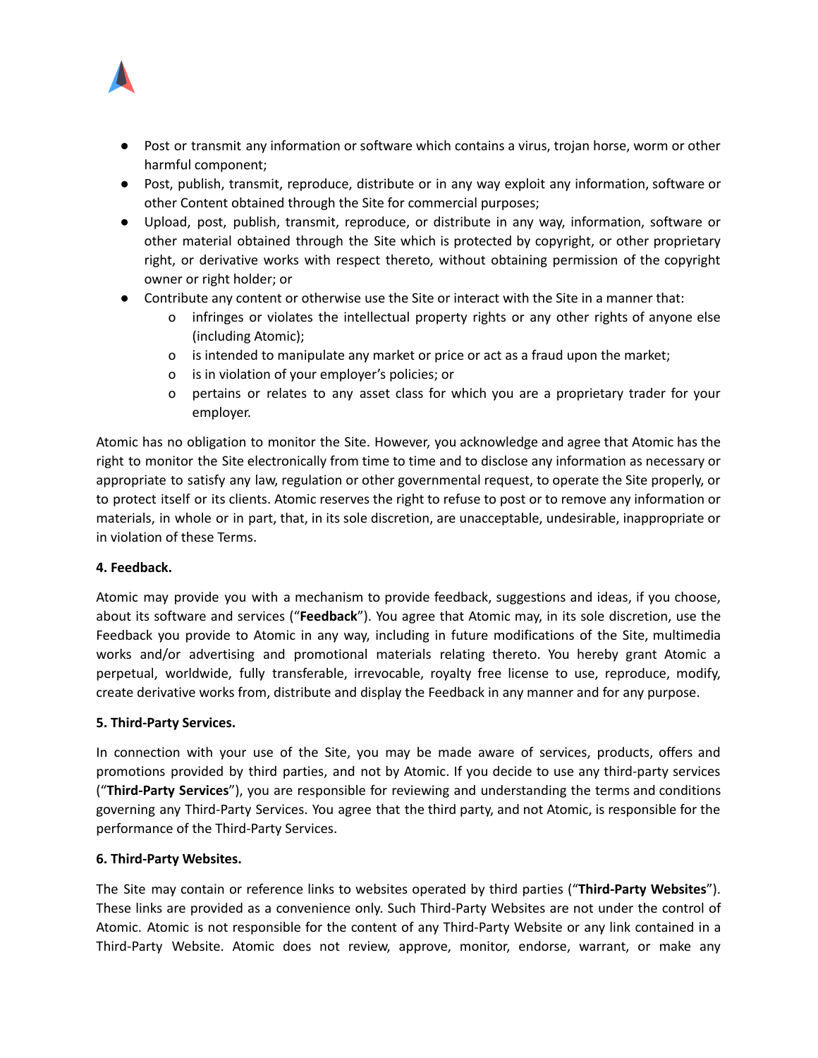- Post or transmit any information or software which contains a virus, trojan horse, worm or other harmful component;
- Post, publish, transmit, reproduce, distribute or in any way exploit any information, software or other Content obtained through the Site for commercial purposes;
- Upload, post, publish, transmit, reproduce, or distribute in any way, information, software or other material obtained through the Site which is protected by copyright, or other proprietary right, or derivative works with respect thereto, without obtaining permission of the copyright owner or right holder; or
- Contribute any content or otherwise use the Site or interact with the Site in a manner that:
  - infringes or violates the intellectual property rights or any other rights of anyone else (including Atomic);
  - is intended to manipulate any market or price or act as a fraud upon the market;
  - is in violation of your employer's policies; or
  - pertains or relates to any asset class for which you are a proprietary trader for your employer.

Atomic has no obligation to monitor the Site. However, you acknowledge and agree that Atomic has the right to monitor the Site electronically from time to time and to disclose any information as necessary or appropriate to satisfy any law, regulation or other governmental request, to operate the Site properly, or to protect itself or its clients. Atomic reserves the right to refuse to post or to remove any information or materials, in whole or in part, that, in its sole discretion, are unacceptable, undesirable, inappropriate or in violation of these Terms.

**4. Feedback.**

Atomic may provide you with a mechanism to provide feedback, suggestions and ideas, if you choose, about its software and services ("**Feedback**"). You agree that Atomic may, in its sole discretion, use the Feedback you provide to Atomic in any way, including in future modifications of the Site, multimedia works and/or advertising and promotional materials relating thereto. You hereby grant Atomic a perpetual, worldwide, fully transferable, irrevocable, royalty free license to use, reproduce, modify, create derivative works from, distribute and display the Feedback in any manner and for any purpose.

**5. Third-Party Services.**

In connection with your use of the Site, you may be made aware of services, products, offers and promotions provided by third parties, and not by Atomic. If you decide to use any third-party services ("**Third-Party Services**"), you are responsible for reviewing and understanding the terms and conditions governing any Third-Party Services. You agree that the third party, and not Atomic, is responsible for the performance of the Third-Party Services.

**6. Third-Party Websites.**

The Site may contain or reference links to websites operated by third parties ("**Third-Party Websites**"). These links are provided as a convenience only. Such Third-Party Websites are not under the control of Atomic. Atomic is not responsible for the content of any Third-Party Website or any link contained in a Third-Party Website. Atomic does not review, approve, monitor, endorse, warrant, or make any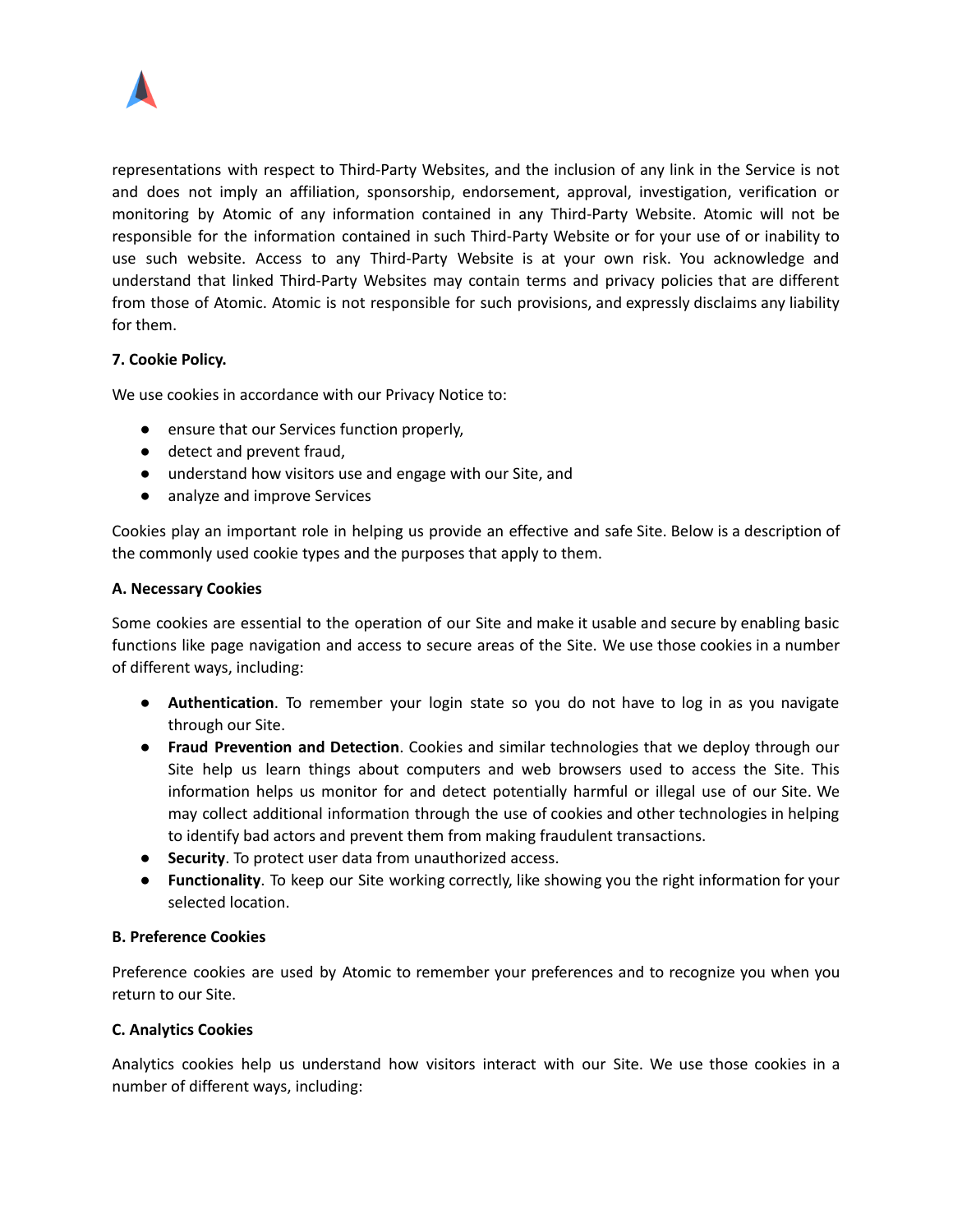representations with respect to Third-Party Websites, and the inclusion of any link in the Service is not and does not imply an affiliation, sponsorship, endorsement, approval, investigation, verification or monitoring by Atomic of any information contained in any Third-Party Website. Atomic will not be responsible for the information contained in such Third-Party Website or for your use of or inability to use such website. Access to any Third-Party Website is at your own risk. You acknowledge and understand that linked Third-Party Websites may contain terms and privacy policies that are different from those of Atomic. Atomic is not responsible for such provisions, and expressly disclaims any liability for them.

**7. Cookie Policy.**

We use cookies in accordance with our Privacy Notice to:

- ensure that our Services function properly,
- detect and prevent fraud,
- understand how visitors use and engage with our Site, and
- analyze and improve Services

Cookies play an important role in helping us provide an effective and safe Site. Below is a description of the commonly used cookie types and the purposes that apply to them.

**A. Necessary Cookies**

Some cookies are essential to the operation of our Site and make it usable and secure by enabling basic functions like page navigation and access to secure areas of the Site. We use those cookies in a number of different ways, including:

- **Authentication**. To remember your login state so you do not have to log in as you navigate through our Site.
- **Fraud Prevention and Detection**. Cookies and similar technologies that we deploy through our Site help us learn things about computers and web browsers used to access the Site. This information helps us monitor for and detect potentially harmful or illegal use of our Site. We may collect additional information through the use of cookies and other technologies in helping to identify bad actors and prevent them from making fraudulent transactions.
- **Security**. To protect user data from unauthorized access.
- **Functionality**. To keep our Site working correctly, like showing you the right information for your selected location.

**B. Preference Cookies**

Preference cookies are used by Atomic to remember your preferences and to recognize you when you return to our Site.

**C. Analytics Cookies**

Analytics cookies help us understand how visitors interact with our Site. We use those cookies in a number of different ways, including: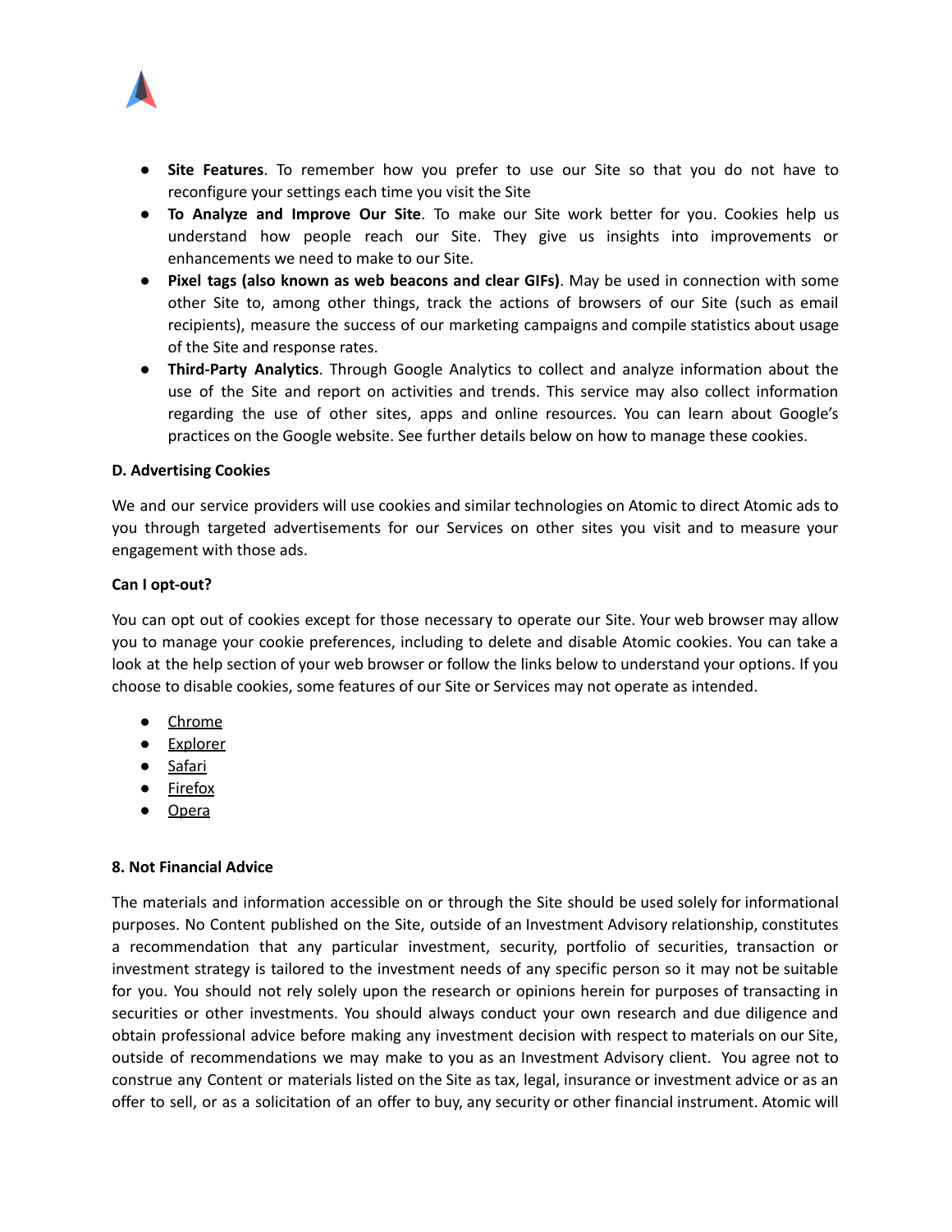- **Site Features**. To remember how you prefer to use our Site so that you do not have to reconfigure your settings each time you visit the Site
- **To Analyze and Improve Our Site**. To make our Site work better for you. Cookies help us understand how people reach our Site. They give us insights into improvements or enhancements we need to make to our Site.
- **Pixel tags (also known as web beacons and clear GIFs)**. May be used in connection with some other Site to, among other things, track the actions of browsers of our Site (such as email recipients), measure the success of our marketing campaigns and compile statistics about usage of the Site and response rates.
- **Third-Party Analytics**. Through Google Analytics to collect and analyze information about the use of the Site and report on activities and trends. This service may also collect information regarding the use of other sites, apps and online resources. You can learn about Google's practices on the Google website. See further details below on how to manage these cookies.

**D. Advertising Cookies**

We and our service providers will use cookies and similar technologies on Atomic to direct Atomic ads to you through targeted advertisements for our Services on other sites you visit and to measure your engagement with those ads.

**Can I opt-out?**

You can opt out of cookies except for those necessary to operate our Site. Your web browser may allow you to manage your cookie preferences, including to delete and disable Atomic cookies. You can take a look at the help section of your web browser or follow the links below to understand your options. If you choose to disable cookies, some features of our Site or Services may not operate as intended.

- Chrome
- Explorer
- Safari
- Firefox
- Opera

**8. Not Financial Advice**

The materials and information accessible on or through the Site should be used solely for informational purposes. No Content published on the Site, outside of an Investment Advisory relationship, constitutes a recommendation that any particular investment, security, portfolio of securities, transaction or investment strategy is tailored to the investment needs of any specific person so it may not be suitable for you. You should not rely solely upon the research or opinions herein for purposes of transacting in securities or other investments. You should always conduct your own research and due diligence and obtain professional advice before making any investment decision with respect to materials on our Site, outside of recommendations we may make to you as an Investment Advisory client. You agree not to construe any Content or materials listed on the Site as tax, legal, insurance or investment advice or as an offer to sell, or as a solicitation of an offer to buy, any security or other financial instrument. Atomic will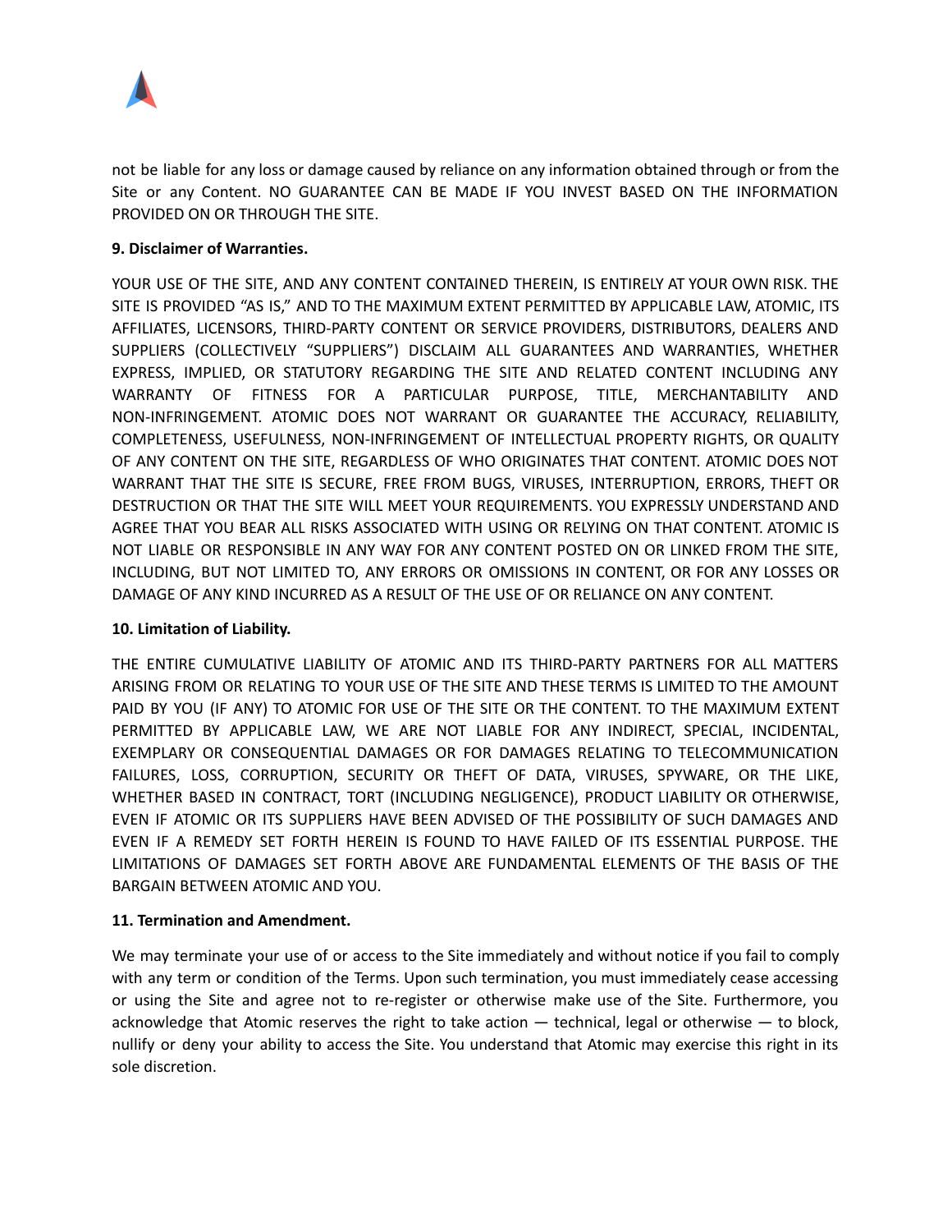not be liable for any loss or damage caused by reliance on any information obtained through or from the Site or any Content. NO GUARANTEE CAN BE MADE IF YOU INVEST BASED ON THE INFORMATION PROVIDED ON OR THROUGH THE SITE.

**9. Disclaimer of Warranties.**

YOUR USE OF THE SITE, AND ANY CONTENT CONTAINED THEREIN, IS ENTIRELY AT YOUR OWN RISK. THE SITE IS PROVIDED "AS IS," AND TO THE MAXIMUM EXTENT PERMITTED BY APPLICABLE LAW, ATOMIC, ITS AFFILIATES, LICENSORS, THIRD-PARTY CONTENT OR SERVICE PROVIDERS, DISTRIBUTORS, DEALERS AND SUPPLIERS (COLLECTIVELY "SUPPLIERS") DISCLAIM ALL GUARANTEES AND WARRANTIES, WHETHER EXPRESS, IMPLIED, OR STATUTORY REGARDING THE SITE AND RELATED CONTENT INCLUDING ANY WARRANTY OF FITNESS FOR A PARTICULAR PURPOSE, TITLE, MERCHANTABILITY AND NON-INFRINGEMENT. ATOMIC DOES NOT WARRANT OR GUARANTEE THE ACCURACY, RELIABILITY, COMPLETENESS, USEFULNESS, NON-INFRINGEMENT OF INTELLECTUAL PROPERTY RIGHTS, OR QUALITY OF ANY CONTENT ON THE SITE, REGARDLESS OF WHO ORIGINATES THAT CONTENT. ATOMIC DOES NOT WARRANT THAT THE SITE IS SECURE, FREE FROM BUGS, VIRUSES, INTERRUPTION, ERRORS, THEFT OR DESTRUCTION OR THAT THE SITE WILL MEET YOUR REQUIREMENTS. YOU EXPRESSLY UNDERSTAND AND AGREE THAT YOU BEAR ALL RISKS ASSOCIATED WITH USING OR RELYING ON THAT CONTENT. ATOMIC IS NOT LIABLE OR RESPONSIBLE IN ANY WAY FOR ANY CONTENT POSTED ON OR LINKED FROM THE SITE, INCLUDING, BUT NOT LIMITED TO, ANY ERRORS OR OMISSIONS IN CONTENT, OR FOR ANY LOSSES OR DAMAGE OF ANY KIND INCURRED AS A RESULT OF THE USE OF OR RELIANCE ON ANY CONTENT.

**10. Limitation of Liability.**

THE ENTIRE CUMULATIVE LIABILITY OF ATOMIC AND ITS THIRD-PARTY PARTNERS FOR ALL MATTERS ARISING FROM OR RELATING TO YOUR USE OF THE SITE AND THESE TERMS IS LIMITED TO THE AMOUNT PAID BY YOU (IF ANY) TO ATOMIC FOR USE OF THE SITE OR THE CONTENT. TO THE MAXIMUM EXTENT PERMITTED BY APPLICABLE LAW, WE ARE NOT LIABLE FOR ANY INDIRECT, SPECIAL, INCIDENTAL, EXEMPLARY OR CONSEQUENTIAL DAMAGES OR FOR DAMAGES RELATING TO TELECOMMUNICATION FAILURES, LOSS, CORRUPTION, SECURITY OR THEFT OF DATA, VIRUSES, SPYWARE, OR THE LIKE, WHETHER BASED IN CONTRACT, TORT (INCLUDING NEGLIGENCE), PRODUCT LIABILITY OR OTHERWISE, EVEN IF ATOMIC OR ITS SUPPLIERS HAVE BEEN ADVISED OF THE POSSIBILITY OF SUCH DAMAGES AND EVEN IF A REMEDY SET FORTH HEREIN IS FOUND TO HAVE FAILED OF ITS ESSENTIAL PURPOSE. THE LIMITATIONS OF DAMAGES SET FORTH ABOVE ARE FUNDAMENTAL ELEMENTS OF THE BASIS OF THE BARGAIN BETWEEN ATOMIC AND YOU.

**11. Termination and Amendment.**

We may terminate your use of or access to the Site immediately and without notice if you fail to comply with any term or condition of the Terms. Upon such termination, you must immediately cease accessing or using the Site and agree not to re-register or otherwise make use of the Site. Furthermore, you acknowledge that Atomic reserves the right to take action — technical, legal or otherwise — to block, nullify or deny your ability to access the Site. You understand that Atomic may exercise this right in its sole discretion.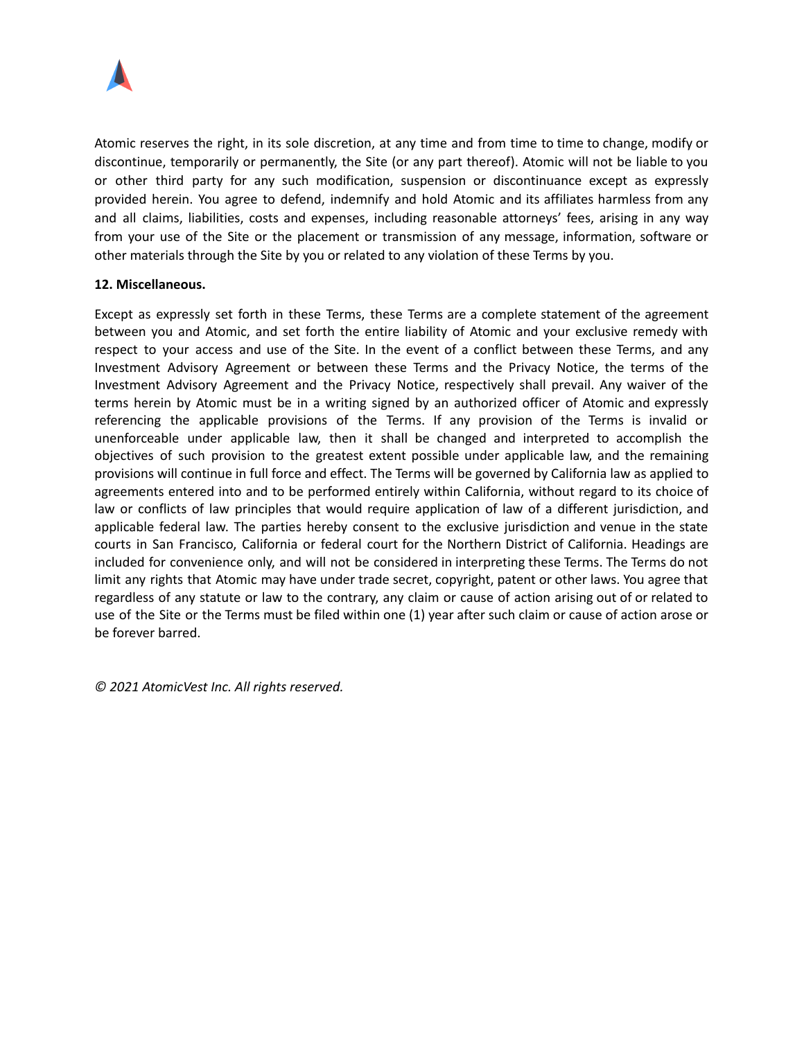Atomic reserves the right, in its sole discretion, at any time and from time to time to change, modify or discontinue, temporarily or permanently, the Site (or any part thereof). Atomic will not be liable to you or other third party for any such modification, suspension or discontinuance except as expressly provided herein. You agree to defend, indemnify and hold Atomic and its affiliates harmless from any and all claims, liabilities, costs and expenses, including reasonable attorneys' fees, arising in any way from your use of the Site or the placement or transmission of any message, information, software or other materials through the Site by you or related to any violation of these Terms by you.

**12. Miscellaneous.**

Except as expressly set forth in these Terms, these Terms are a complete statement of the agreement between you and Atomic, and set forth the entire liability of Atomic and your exclusive remedy with respect to your access and use of the Site. In the event of a conflict between these Terms, and any Investment Advisory Agreement or between these Terms and the Privacy Notice, the terms of the Investment Advisory Agreement and the Privacy Notice, respectively shall prevail. Any waiver of the terms herein by Atomic must be in a writing signed by an authorized officer of Atomic and expressly referencing the applicable provisions of the Terms. If any provision of the Terms is invalid or unenforceable under applicable law, then it shall be changed and interpreted to accomplish the objectives of such provision to the greatest extent possible under applicable law, and the remaining provisions will continue in full force and effect. The Terms will be governed by California law as applied to agreements entered into and to be performed entirely within California, without regard to its choice of law or conflicts of law principles that would require application of law of a different jurisdiction, and applicable federal law. The parties hereby consent to the exclusive jurisdiction and venue in the state courts in San Francisco, California or federal court for the Northern District of California. Headings are included for convenience only, and will not be considered in interpreting these Terms. The Terms do not limit any rights that Atomic may have under trade secret, copyright, patent or other laws. You agree that regardless of any statute or law to the contrary, any claim or cause of action arising out of or related to use of the Site or the Terms must be filed within one (1) year after such claim or cause of action arose or be forever barred.

*© 2021 AtomicVest Inc. All rights reserved.*